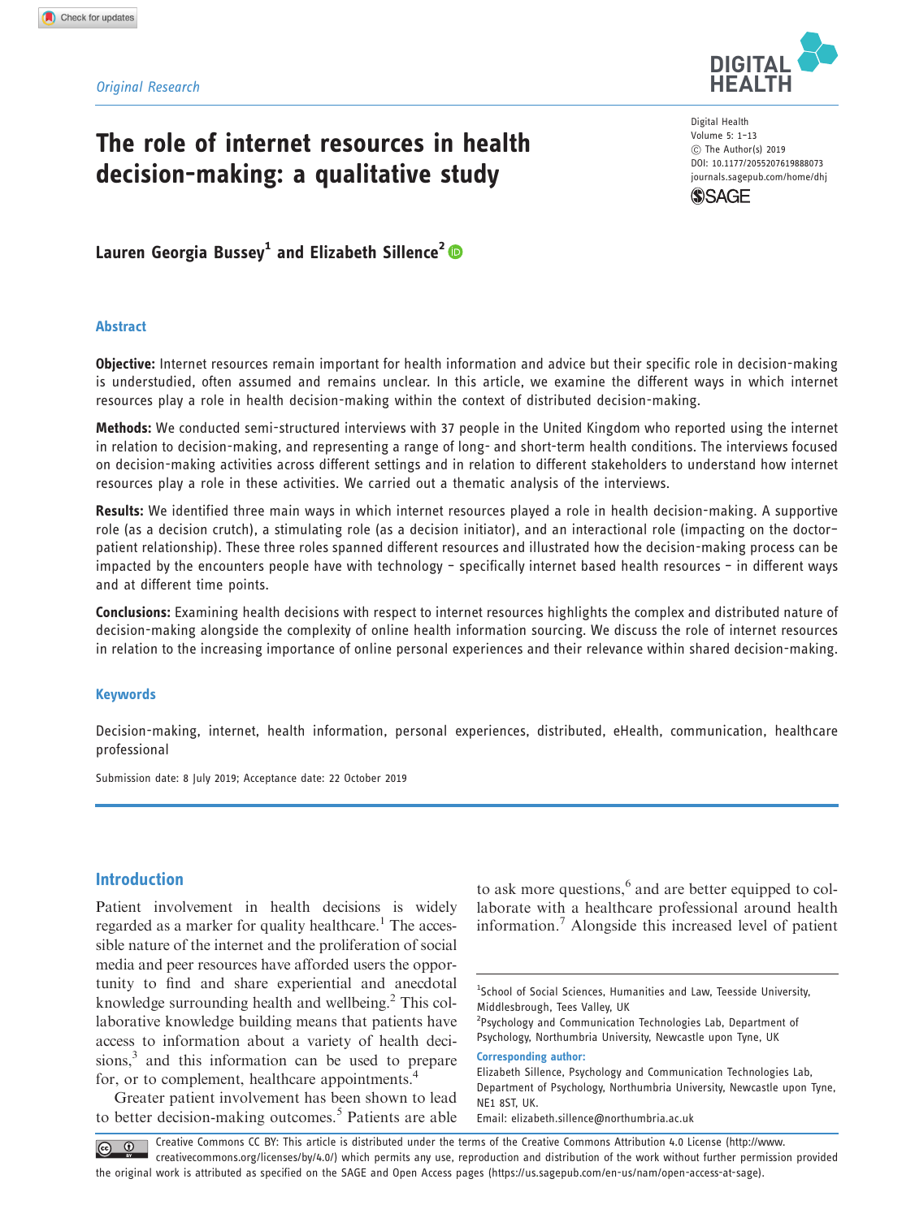*Original Research*

# The role of internet resources in health decision-making: a qualitative study

Digital Health
Volume 5: 1–13
© The Author(s) 2019
DOI: 10.1177/2055207619888073
journals.sagepub.com/home/dhj

**Lauren Georgia Bussey[1] and Elizabeth Sillence[2]**

### Abstract

**Objective:** Internet resources remain important for health information and advice but their specific role in decision-making is understudied, often assumed and remains unclear. In this article, we examine the different ways in which internet resources play a role in health decision-making within the context of distributed decision-making.

**Methods:** We conducted semi-structured interviews with 37 people in the United Kingdom who reported using the internet in relation to decision-making, and representing a range of long- and short-term health conditions. The interviews focused on decision-making activities across different settings and in relation to different stakeholders to understand how internet resources play a role in these activities. We carried out a thematic analysis of the interviews.

**Results:** We identified three main ways in which internet resources played a role in health decision-making. A supportive role (as a decision crutch), a stimulating role (as a decision initiator), and an interactional role (impacting on the doctor–patient relationship). These three roles spanned different resources and illustrated how the decision-making process can be impacted by the encounters people have with technology – specifically internet based health resources – in different ways and at different time points.

**Conclusions:** Examining health decisions with respect to internet resources highlights the complex and distributed nature of decision-making alongside the complexity of online health information sourcing. We discuss the role of internet resources in relation to the increasing importance of online personal experiences and their relevance within shared decision-making.

### Keywords

Decision-making, internet, health information, personal experiences, distributed, eHealth, communication, healthcare professional

Submission date: 8 July 2019; Acceptance date: 22 October 2019

## Introduction

Patient involvement in health decisions is widely regarded as a marker for quality healthcare.[1] The accessible nature of the internet and the proliferation of social media and peer resources have afforded users the opportunity to find and share experiential and anecdotal knowledge surrounding health and wellbeing.[2] This collaborative knowledge building means that patients have access to information about a variety of health decisions,[3] and this information can be used to prepare for, or to complement, healthcare appointments.[4]

Greater patient involvement has been shown to lead to better decision-making outcomes.[5] Patients are able to ask more questions,[6] and are better equipped to collaborate with a healthcare professional around health information.[7] Alongside this increased level of patient

[1]School of Social Sciences, Humanities and Law, Teesside University, Middlesbrough, Tees Valley, UK
[2]Psychology and Communication Technologies Lab, Department of Psychology, Northumbria University, Newcastle upon Tyne, UK

**Corresponding author:**
Elizabeth Sillence, Psychology and Communication Technologies Lab, Department of Psychology, Northumbria University, Newcastle upon Tyne, NE1 8ST, UK.
Email: elizabeth.sillence@northumbria.ac.uk

Creative Commons CC BY: This article is distributed under the terms of the Creative Commons Attribution 4.0 License (http://www.creativecommons.org/licenses/by/4.0/) which permits any use, reproduction and distribution of the work without further permission provided the original work is attributed as specified on the SAGE and Open Access pages (https://us.sagepub.com/en-us/nam/open-access-at-sage).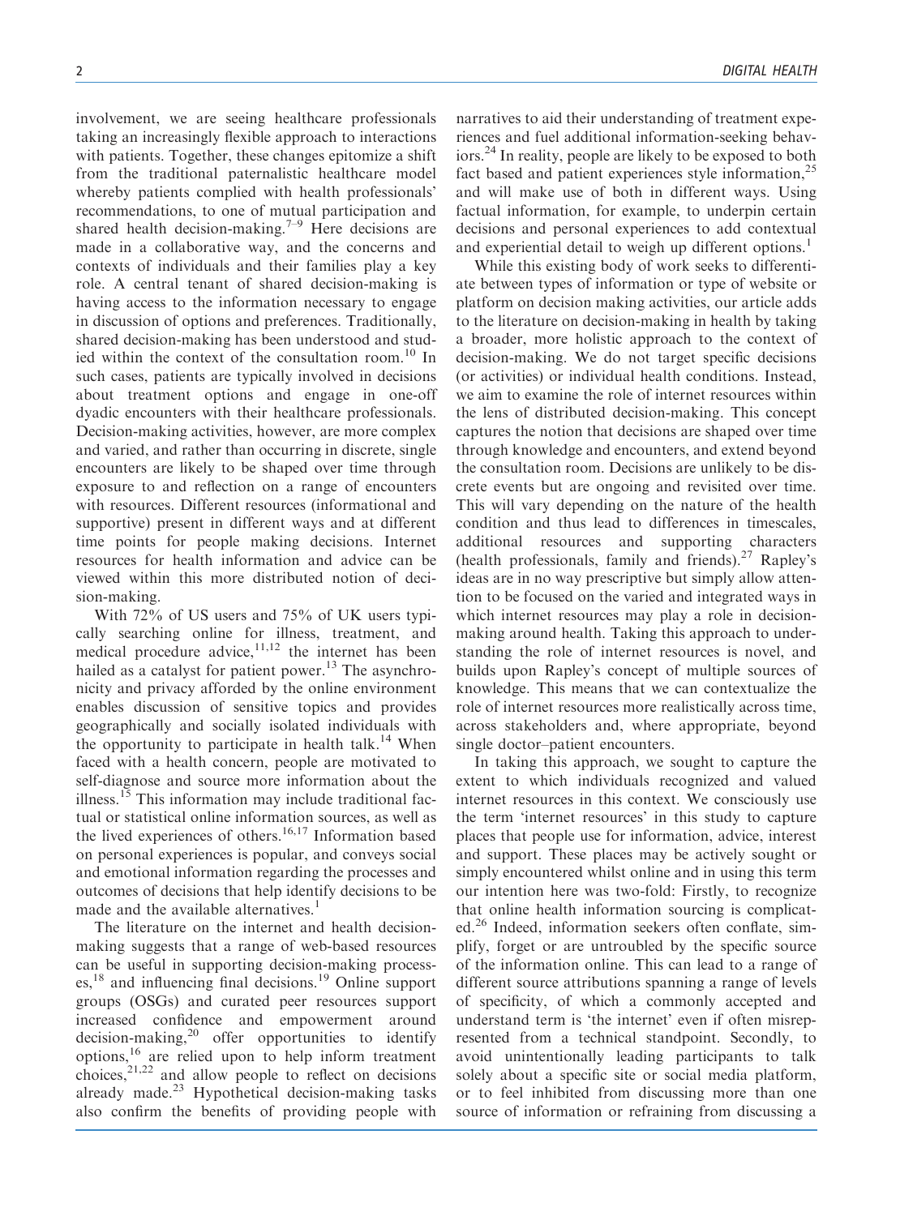involvement, we are seeing healthcare professionals taking an increasingly flexible approach to interactions with patients. Together, these changes epitomize a shift from the traditional paternalistic healthcare model whereby patients complied with health professionals' recommendations, to one of mutual participation and shared health decision-making.[7–9] Here decisions are made in a collaborative way, and the concerns and contexts of individuals and their families play a key role. A central tenant of shared decision-making is having access to the information necessary to engage in discussion of options and preferences. Traditionally, shared decision-making has been understood and studied within the context of the consultation room.[10] In such cases, patients are typically involved in decisions about treatment options and engage in one-off dyadic encounters with their healthcare professionals. Decision-making activities, however, are more complex and varied, and rather than occurring in discrete, single encounters are likely to be shaped over time through exposure to and reflection on a range of encounters with resources. Different resources (informational and supportive) present in different ways and at different time points for people making decisions. Internet resources for health information and advice can be viewed within this more distributed notion of decision-making.

With 72% of US users and 75% of UK users typically searching online for illness, treatment, and medical procedure advice,[11,12] the internet has been hailed as a catalyst for patient power.[13] The asynchronicity and privacy afforded by the online environment enables discussion of sensitive topics and provides geographically and socially isolated individuals with the opportunity to participate in health talk.[14] When faced with a health concern, people are motivated to self-diagnose and source more information about the illness.[15] This information may include traditional factual or statistical online information sources, as well as the lived experiences of others.[16,17] Information based on personal experiences is popular, and conveys social and emotional information regarding the processes and outcomes of decisions that help identify decisions to be made and the available alternatives.[1]

The literature on the internet and health decision-making suggests that a range of web-based resources can be useful in supporting decision-making processes,[18] and influencing final decisions.[19] Online support groups (OSGs) and curated peer resources support increased confidence and empowerment around decision-making,[20] offer opportunities to identify options,[16] are relied upon to help inform treatment choices,[21,22] and allow people to reflect on decisions already made.[23] Hypothetical decision-making tasks also confirm the benefits of providing people with narratives to aid their understanding of treatment experiences and fuel additional information-seeking behaviors.[24] In reality, people are likely to be exposed to both fact based and patient experiences style information,[25] and will make use of both in different ways. Using factual information, for example, to underpin certain decisions and personal experiences to add contextual and experiential detail to weigh up different options.[1]

While this existing body of work seeks to differentiate between types of information or type of website or platform on decision making activities, our article adds to the literature on decision-making in health by taking a broader, more holistic approach to the context of decision-making. We do not target specific decisions (or activities) or individual health conditions. Instead, we aim to examine the role of internet resources within the lens of distributed decision-making. This concept captures the notion that decisions are shaped over time through knowledge and encounters, and extend beyond the consultation room. Decisions are unlikely to be discrete events but are ongoing and revisited over time. This will vary depending on the nature of the health condition and thus lead to differences in timescales, additional resources and supporting characters (health professionals, family and friends).[27] Rapley's ideas are in no way prescriptive but simply allow attention to be focused on the varied and integrated ways in which internet resources may play a role in decision-making around health. Taking this approach to understanding the role of internet resources is novel, and builds upon Rapley's concept of multiple sources of knowledge. This means that we can contextualize the role of internet resources more realistically across time, across stakeholders and, where appropriate, beyond single doctor–patient encounters.

In taking this approach, we sought to capture the extent to which individuals recognized and valued internet resources in this context. We consciously use the term 'internet resources' in this study to capture places that people use for information, advice, interest and support. These places may be actively sought or simply encountered whilst online and in using this term our intention here was two-fold: Firstly, to recognize that online health information sourcing is complicated.[26] Indeed, information seekers often conflate, simplify, forget or are untroubled by the specific source of the information online. This can lead to a range of different source attributions spanning a range of levels of specificity, of which a commonly accepted and understand term is 'the internet' even if often misrepresented from a technical standpoint. Secondly, to avoid unintentionally leading participants to talk solely about a specific site or social media platform, or to feel inhibited from discussing more than one source of information or refraining from discussing a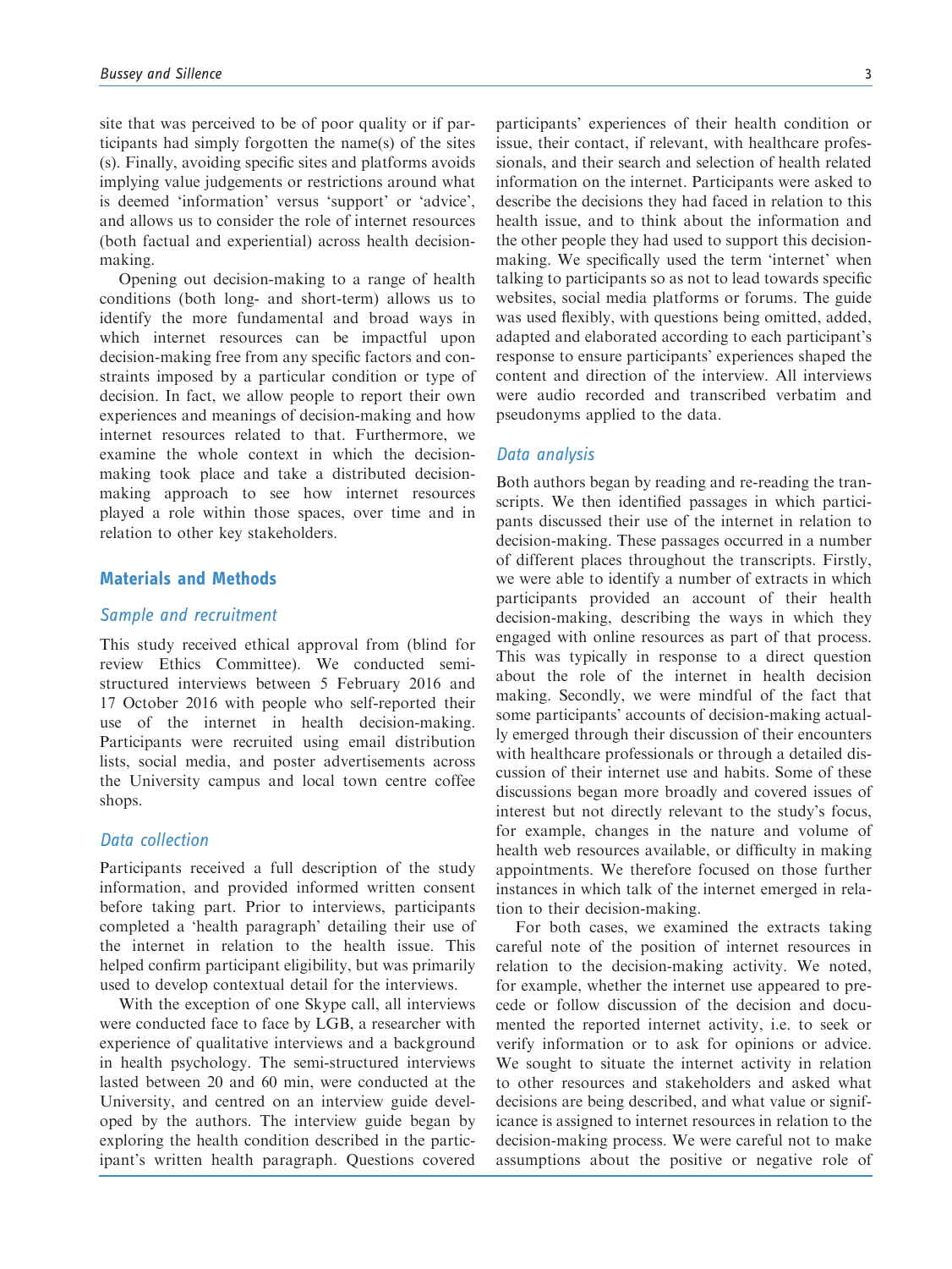site that was perceived to be of poor quality or if participants had simply forgotten the name(s) of the sites (s). Finally, avoiding specific sites and platforms avoids implying value judgements or restrictions around what is deemed 'information' versus 'support' or 'advice', and allows us to consider the role of internet resources (both factual and experiential) across health decision-making.

Opening out decision-making to a range of health conditions (both long- and short-term) allows us to identify the more fundamental and broad ways in which internet resources can be impactful upon decision-making free from any specific factors and constraints imposed by a particular condition or type of decision. In fact, we allow people to report their own experiences and meanings of decision-making and how internet resources related to that. Furthermore, we examine the whole context in which the decision-making took place and take a distributed decision-making approach to see how internet resources played a role within those spaces, over time and in relation to other key stakeholders.

## Materials and Methods

### Sample and recruitment

This study received ethical approval from (blind for review Ethics Committee). We conducted semi-structured interviews between 5 February 2016 and 17 October 2016 with people who self-reported their use of the internet in health decision-making. Participants were recruited using email distribution lists, social media, and poster advertisements across the University campus and local town centre coffee shops.

### Data collection

Participants received a full description of the study information, and provided informed written consent before taking part. Prior to interviews, participants completed a 'health paragraph' detailing their use of the internet in relation to the health issue. This helped confirm participant eligibility, but was primarily used to develop contextual detail for the interviews.

With the exception of one Skype call, all interviews were conducted face to face by LGB, a researcher with experience of qualitative interviews and a background in health psychology. The semi-structured interviews lasted between 20 and 60 min, were conducted at the University, and centred on an interview guide developed by the authors. The interview guide began by exploring the health condition described in the participant's written health paragraph. Questions covered participants' experiences of their health condition or issue, their contact, if relevant, with healthcare professionals, and their search and selection of health related information on the internet. Participants were asked to describe the decisions they had faced in relation to this health issue, and to think about the information and the other people they had used to support this decision-making. We specifically used the term 'internet' when talking to participants so as not to lead towards specific websites, social media platforms or forums. The guide was used flexibly, with questions being omitted, added, adapted and elaborated according to each participant's response to ensure participants' experiences shaped the content and direction of the interview. All interviews were audio recorded and transcribed verbatim and pseudonyms applied to the data.

### Data analysis

Both authors began by reading and re-reading the transcripts. We then identified passages in which participants discussed their use of the internet in relation to decision-making. These passages occurred in a number of different places throughout the transcripts. Firstly, we were able to identify a number of extracts in which participants provided an account of their health decision-making, describing the ways in which they engaged with online resources as part of that process. This was typically in response to a direct question about the role of the internet in health decision making. Secondly, we were mindful of the fact that some participants' accounts of decision-making actually emerged through their discussion of their encounters with healthcare professionals or through a detailed discussion of their internet use and habits. Some of these discussions began more broadly and covered issues of interest but not directly relevant to the study's focus, for example, changes in the nature and volume of health web resources available, or difficulty in making appointments. We therefore focused on those further instances in which talk of the internet emerged in relation to their decision-making.

For both cases, we examined the extracts taking careful note of the position of internet resources in relation to the decision-making activity. We noted, for example, whether the internet use appeared to precede or follow discussion of the decision and documented the reported internet activity, i.e. to seek or verify information or to ask for opinions or advice. We sought to situate the internet activity in relation to other resources and stakeholders and asked what decisions are being described, and what value or significance is assigned to internet resources in relation to the decision-making process. We were careful not to make assumptions about the positive or negative role of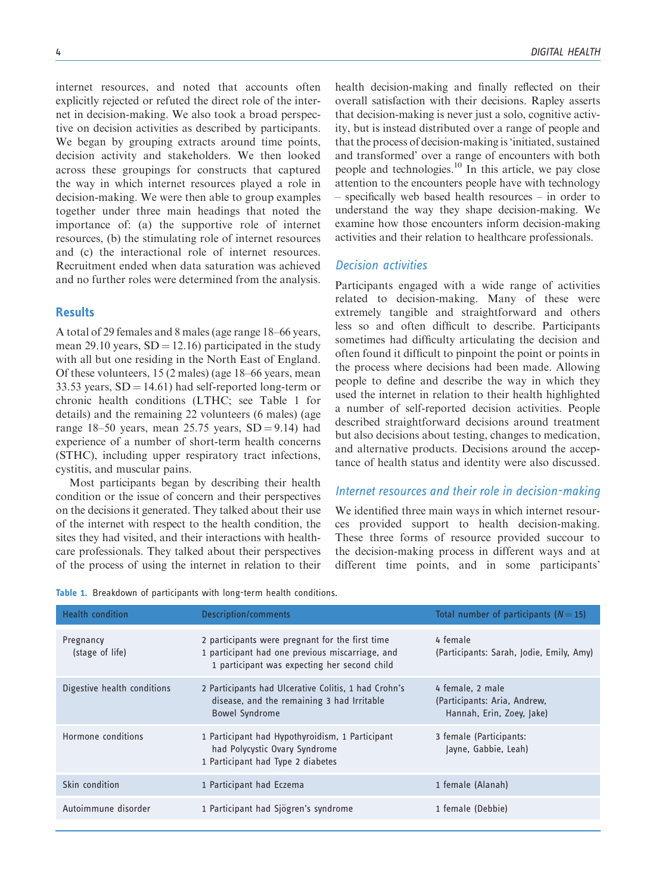internet resources, and noted that accounts often explicitly rejected or refuted the direct role of the internet in decision-making. We also took a broad perspective on decision activities as described by participants. We began by grouping extracts around time points, decision activity and stakeholders. We then looked across these groupings for constructs that captured the way in which internet resources played a role in decision-making. We were then able to group examples together under three main headings that noted the importance of: (a) the supportive role of internet resources, (b) the stimulating role of internet resources and (c) the interactional role of internet resources. Recruitment ended when data saturation was achieved and no further roles were determined from the analysis.

## Results

A total of 29 females and 8 males (age range 18–66 years, mean 29.10 years, SD = 12.16) participated in the study with all but one residing in the North East of England. Of these volunteers, 15 (2 males) (age 18–66 years, mean 33.53 years, SD = 14.61) had self-reported long-term or chronic health conditions (LTHC; see Table 1 for details) and the remaining 22 volunteers (6 males) (age range 18–50 years, mean 25.75 years, SD = 9.14) had experience of a number of short-term health concerns (STHC), including upper respiratory tract infections, cystitis, and muscular pains.

Most participants began by describing their health condition or the issue of concern and their perspectives on the decisions it generated. They talked about their use of the internet with respect to the health condition, the sites they had visited, and their interactions with healthcare professionals. They talked about their perspectives of the process of using the internet in relation to their health decision-making and finally reflected on their overall satisfaction with their decisions. Rapley asserts that decision-making is never just a solo, cognitive activity, but is instead distributed over a range of people and that the process of decision-making is 'initiated, sustained and transformed' over a range of encounters with both people and technologies.[10] In this article, we pay close attention to the encounters people have with technology – specifically web based health resources – in order to understand the way they shape decision-making. We examine how those encounters inform decision-making activities and their relation to healthcare professionals.

### Decision activities

Participants engaged with a wide range of activities related to decision-making. Many of these were extremely tangible and straightforward and others less so and often difficult to describe. Participants sometimes had difficulty articulating the decision and often found it difficult to pinpoint the point or points in the process where decisions had been made. Allowing people to define and describe the way in which they used the internet in relation to their health highlighted a number of self-reported decision activities. People described straightforward decisions around treatment but also decisions about testing, changes to medication, and alternative products. Decisions around the acceptance of health status and identity were also discussed.

### Internet resources and their role in decision-making

We identified three main ways in which internet resources provided support to health decision-making. These three forms of resource provided succour to the decision-making process in different ways and at different time points, and in some participants'

**Table 1.** Breakdown of participants with long-term health conditions.

| Health condition | Description/comments | Total number of participants (N = 15) |
|---|---|---|
| Pregnancy (stage of life) | 2 participants were pregnant for the first time<br>1 participant had one previous miscarriage, and 1 participant was expecting her second child | 4 female (Participants: Sarah, Jodie, Emily, Amy) |
| Digestive health conditions | 2 Participants had Ulcerative Colitis, 1 had Crohn's disease, and the remaining 3 had Irritable Bowel Syndrome | 4 female, 2 male (Participants: Aria, Andrew, Hannah, Erin, Zoey, Jake) |
| Hormone conditions | 1 Participant had Hypothyroidism, 1 Participant had Polycystic Ovary Syndrome<br>1 Participant had Type 2 diabetes | 3 female (Participants: Jayne, Gabbie, Leah) |
| Skin condition | 1 Participant had Eczema | 1 female (Alanah) |
| Autoimmune disorder | 1 Participant had Sjögren's syndrome | 1 female (Debbie) |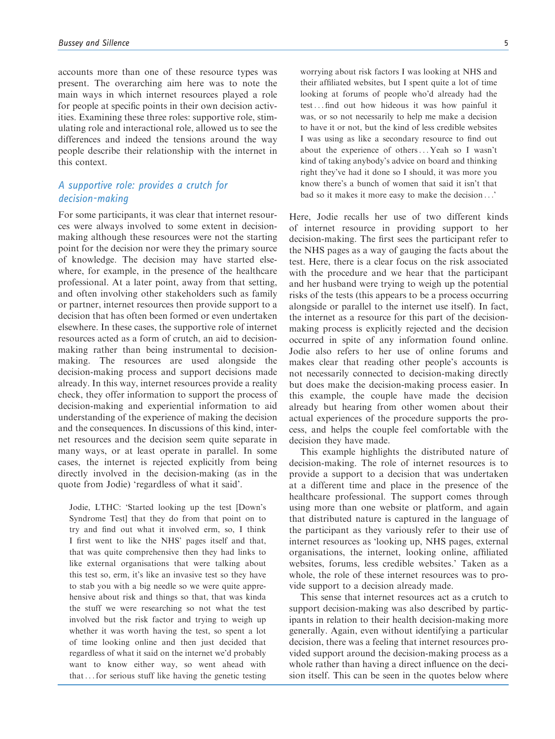accounts more than one of these resource types was present. The overarching aim here was to note the main ways in which internet resources played a role for people at specific points in their own decision activities. Examining these three roles: supportive role, stimulating role and interactional role, allowed us to see the differences and indeed the tensions around the way people describe their relationship with the internet in this context.

## A supportive role: provides a crutch for decision-making

For some participants, it was clear that internet resources were always involved to some extent in decision-making although these resources were not the starting point for the decision nor were they the primary source of knowledge. The decision may have started elsewhere, for example, in the presence of the healthcare professional. At a later point, away from that setting, and often involving other stakeholders such as family or partner, internet resources then provide support to a decision that has often been formed or even undertaken elsewhere. In these cases, the supportive role of internet resources acted as a form of crutch, an aid to decision-making rather than being instrumental to decision-making. The resources are used alongside the decision-making process and support decisions made already. In this way, internet resources provide a reality check, they offer information to support the process of decision-making and experiential information to aid understanding of the experience of making the decision and the consequences. In discussions of this kind, internet resources and the decision seem quite separate in many ways, or at least operate in parallel. In some cases, the internet is rejected explicitly from being directly involved in the decision-making (as in the quote from Jodie) 'regardless of what it said'.

> Jodie, LTHC: 'Started looking up the test [Down's Syndrome Test] that they do from that point on to try and find out what it involved erm, so, I think I first went to like the NHS' pages itself and that, that was quite comprehensive then they had links to like external organisations that were talking about this test so, erm, it's like an invasive test so they have to stab you with a big needle so we were quite apprehensive about risk and things so that, that was kinda the stuff we were researching so not what the test involved but the risk factor and trying to weigh up whether it was worth having the test, so spent a lot of time looking online and then just decided that regardless of what it said on the internet we'd probably want to know either way, so went ahead with that ... for serious stuff like having the genetic testing worrying about risk factors I was looking at NHS and their affiliated websites, but I spent quite a lot of time looking at forums of people who'd already had the test ... find out how hideous it was how painful it was, or so not necessarily to help me make a decision to have it or not, but the kind of less credible websites I was using as like a secondary resource to find out about the experience of others ... Yeah so I wasn't kind of taking anybody's advice on board and thinking right they've had it done so I should, it was more you know there's a bunch of women that said it isn't that bad so it makes it more easy to make the decision ...'

Here, Jodie recalls her use of two different kinds of internet resource in providing support to her decision-making. The first sees the participant refer to the NHS pages as a way of gauging the facts about the test. Here, there is a clear focus on the risk associated with the procedure and we hear that the participant and her husband were trying to weigh up the potential risks of the tests (this appears to be a process occurring alongside or parallel to the internet use itself). In fact, the internet as a resource for this part of the decision-making process is explicitly rejected and the decision occurred in spite of any information found online. Jodie also refers to her use of online forums and makes clear that reading other people's accounts is not necessarily connected to decision-making directly but does make the decision-making process easier. In this example, the couple have made the decision already but hearing from other women about their actual experiences of the procedure supports the process, and helps the couple feel comfortable with the decision they have made.

This example highlights the distributed nature of decision-making. The role of internet resources is to provide a support to a decision that was undertaken at a different time and place in the presence of the healthcare professional. The support comes through using more than one website or platform, and again that distributed nature is captured in the language of the participant as they variously refer to their use of internet resources as 'looking up, NHS pages, external organisations, the internet, looking online, affiliated websites, forums, less credible websites.' Taken as a whole, the role of these internet resources was to provide support to a decision already made.

This sense that internet resources act as a crutch to support decision-making was also described by participants in relation to their health decision-making more generally. Again, even without identifying a particular decision, there was a feeling that internet resources provided support around the decision-making process as a whole rather than having a direct influence on the decision itself. This can be seen in the quotes below where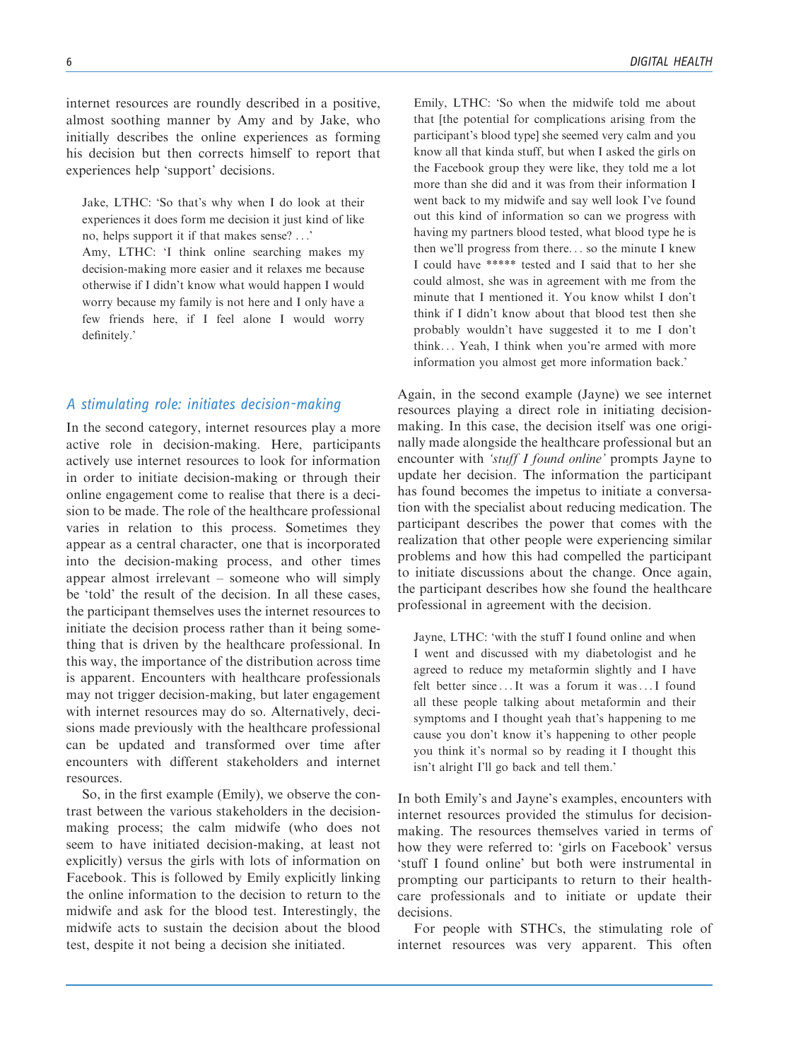internet resources are roundly described in a positive, almost soothing manner by Amy and by Jake, who initially describes the online experiences as forming his decision but then corrects himself to report that experiences help 'support' decisions.

> Jake, LTHC: 'So that's why when I do look at their experiences it does form me decision it just kind of like no, helps support it if that makes sense? . . .'
>
> Amy, LTHC: 'I think online searching makes my decision-making more easier and it relaxes me because otherwise if I didn't know what would happen I would worry because my family is not here and I only have a few friends here, if I feel alone I would worry definitely.'

## *A stimulating role: initiates decision-making*

In the second category, internet resources play a more active role in decision-making. Here, participants actively use internet resources to look for information in order to initiate decision-making or through their online engagement come to realise that there is a decision to be made. The role of the healthcare professional varies in relation to this process. Sometimes they appear as a central character, one that is incorporated into the decision-making process, and other times appear almost irrelevant – someone who will simply be 'told' the result of the decision. In all these cases, the participant themselves uses the internet resources to initiate the decision process rather than it being something that is driven by the healthcare professional. In this way, the importance of the distribution across time is apparent. Encounters with healthcare professionals may not trigger decision-making, but later engagement with internet resources may do so. Alternatively, decisions made previously with the healthcare professional can be updated and transformed over time after encounters with different stakeholders and internet resources.

So, in the first example (Emily), we observe the contrast between the various stakeholders in the decision-making process; the calm midwife (who does not seem to have initiated decision-making, at least not explicitly) versus the girls with lots of information on Facebook. This is followed by Emily explicitly linking the online information to the decision to return to the midwife and ask for the blood test. Interestingly, the midwife acts to sustain the decision about the blood test, despite it not being a decision she initiated.

> Emily, LTHC: 'So when the midwife told me about that [the potential for complications arising from the participant's blood type] she seemed very calm and you know all that kinda stuff, but when I asked the girls on the Facebook group they were like, they told me a lot more than she did and it was from their information I went back to my midwife and say well look I've found out this kind of information so can we progress with having my partners blood tested, what blood type he is then we'll progress from there. . . so the minute I knew I could have ***** tested and I said that to her she could almost, she was in agreement with me from the minute that I mentioned it. You know whilst I don't think if I didn't know about that blood test then she probably wouldn't have suggested it to me I don't think. . . Yeah, I think when you're armed with more information you almost get more information back.'

Again, in the second example (Jayne) we see internet resources playing a direct role in initiating decision-making. In this case, the decision itself was one originally made alongside the healthcare professional but an encounter with *'stuff I found online'* prompts Jayne to update her decision. The information the participant has found becomes the impetus to initiate a conversation with the specialist about reducing medication. The participant describes the power that comes with the realization that other people were experiencing similar problems and how this had compelled the participant to initiate discussions about the change. Once again, the participant describes how she found the healthcare professional in agreement with the decision.

> Jayne, LTHC: 'with the stuff I found online and when I went and discussed with my diabetologist and he agreed to reduce my metaformin slightly and I have felt better since . . . It was a forum it was . . . I found all these people talking about metaformin and their symptoms and I thought yeah that's happening to me cause you don't know it's happening to other people you think it's normal so by reading it I thought this isn't alright I'll go back and tell them.'

In both Emily's and Jayne's examples, encounters with internet resources provided the stimulus for decision-making. The resources themselves varied in terms of how they were referred to: 'girls on Facebook' versus 'stuff I found online' but both were instrumental in prompting our participants to return to their healthcare professionals and to initiate or update their decisions.

For people with STHCs, the stimulating role of internet resources was very apparent. This often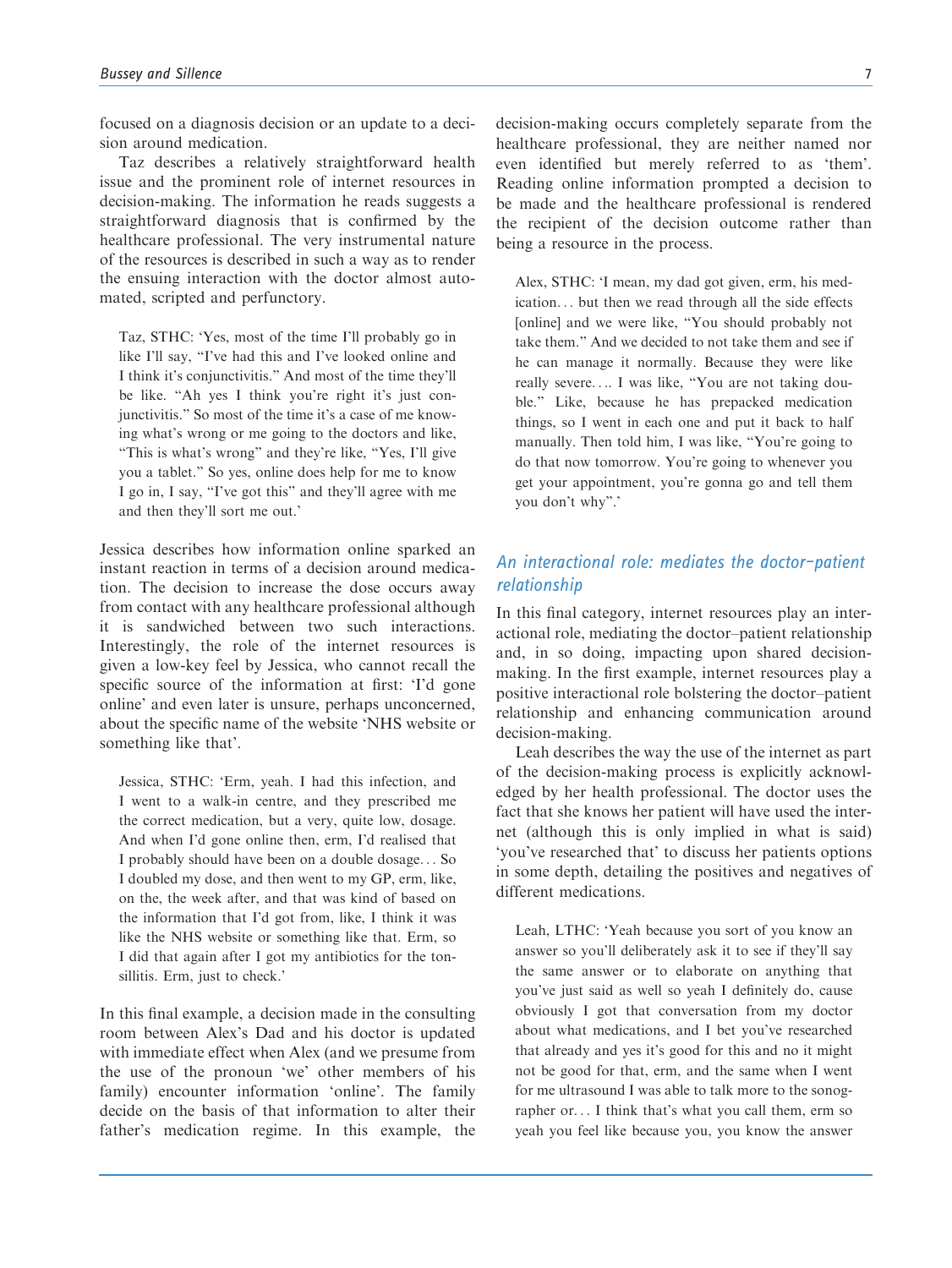focused on a diagnosis decision or an update to a decision around medication.

Taz describes a relatively straightforward health issue and the prominent role of internet resources in decision-making. The information he reads suggests a straightforward diagnosis that is confirmed by the healthcare professional. The very instrumental nature of the resources is described in such a way as to render the ensuing interaction with the doctor almost automated, scripted and perfunctory.

> Taz, STHC: 'Yes, most of the time I'll probably go in like I'll say, "I've had this and I've looked online and I think it's conjunctivitis." And most of the time they'll be like. "Ah yes I think you're right it's just conjunctivitis." So most of the time it's a case of me knowing what's wrong or me going to the doctors and like, "This is what's wrong" and they're like, "Yes, I'll give you a tablet." So yes, online does help for me to know I go in, I say, "I've got this" and they'll agree with me and then they'll sort me out.'

Jessica describes how information online sparked an instant reaction in terms of a decision around medication. The decision to increase the dose occurs away from contact with any healthcare professional although it is sandwiched between two such interactions. Interestingly, the role of the internet resources is given a low-key feel by Jessica, who cannot recall the specific source of the information at first: 'I'd gone online' and even later is unsure, perhaps unconcerned, about the specific name of the website 'NHS website or something like that'.

> Jessica, STHC: 'Erm, yeah. I had this infection, and I went to a walk-in centre, and they prescribed me the correct medication, but a very, quite low, dosage. And when I'd gone online then, erm, I'd realised that I probably should have been on a double dosage... So I doubled my dose, and then went to my GP, erm, like, on the, the week after, and that was kind of based on the information that I'd got from, like, I think it was like the NHS website or something like that. Erm, so I did that again after I got my antibiotics for the tonsillitis. Erm, just to check.'

In this final example, a decision made in the consulting room between Alex's Dad and his doctor is updated with immediate effect when Alex (and we presume from the use of the pronoun 'we' other members of his family) encounter information 'online'. The family decide on the basis of that information to alter their father's medication regime. In this example, the decision-making occurs completely separate from the healthcare professional, they are neither named nor even identified but merely referred to as 'them'. Reading online information prompted a decision to be made and the healthcare professional is rendered the recipient of the decision outcome rather than being a resource in the process.

> Alex, STHC: 'I mean, my dad got given, erm, his medication... but then we read through all the side effects [online] and we were like, "You should probably not take them." And we decided to not take them and see if he can manage it normally. Because they were like really severe.... I was like, "You are not taking double." Like, because he has prepacked medication things, so I went in each one and put it back to half manually. Then told him, I was like, "You're going to do that now tomorrow. You're going to whenever you get your appointment, you're gonna go and tell them you don't why".'

## An interactional role: mediates the doctor–patient relationship

In this final category, internet resources play an interactional role, mediating the doctor–patient relationship and, in so doing, impacting upon shared decision-making. In the first example, internet resources play a positive interactional role bolstering the doctor–patient relationship and enhancing communication around decision-making.

Leah describes the way the use of the internet as part of the decision-making process is explicitly acknowledged by her health professional. The doctor uses the fact that she knows her patient will have used the internet (although this is only implied in what is said) 'you've researched that' to discuss her patients options in some depth, detailing the positives and negatives of different medications.

> Leah, LTHC: 'Yeah because you sort of you know an answer so you'll deliberately ask it to see if they'll say the same answer or to elaborate on anything that you've just said as well so yeah I definitely do, cause obviously I got that conversation from my doctor about what medications, and I bet you've researched that already and yes it's good for this and no it might not be good for that, erm, and the same when I went for me ultrasound I was able to talk more to the sonographer or... I think that's what you call them, erm so yeah you feel like because you, you know the answer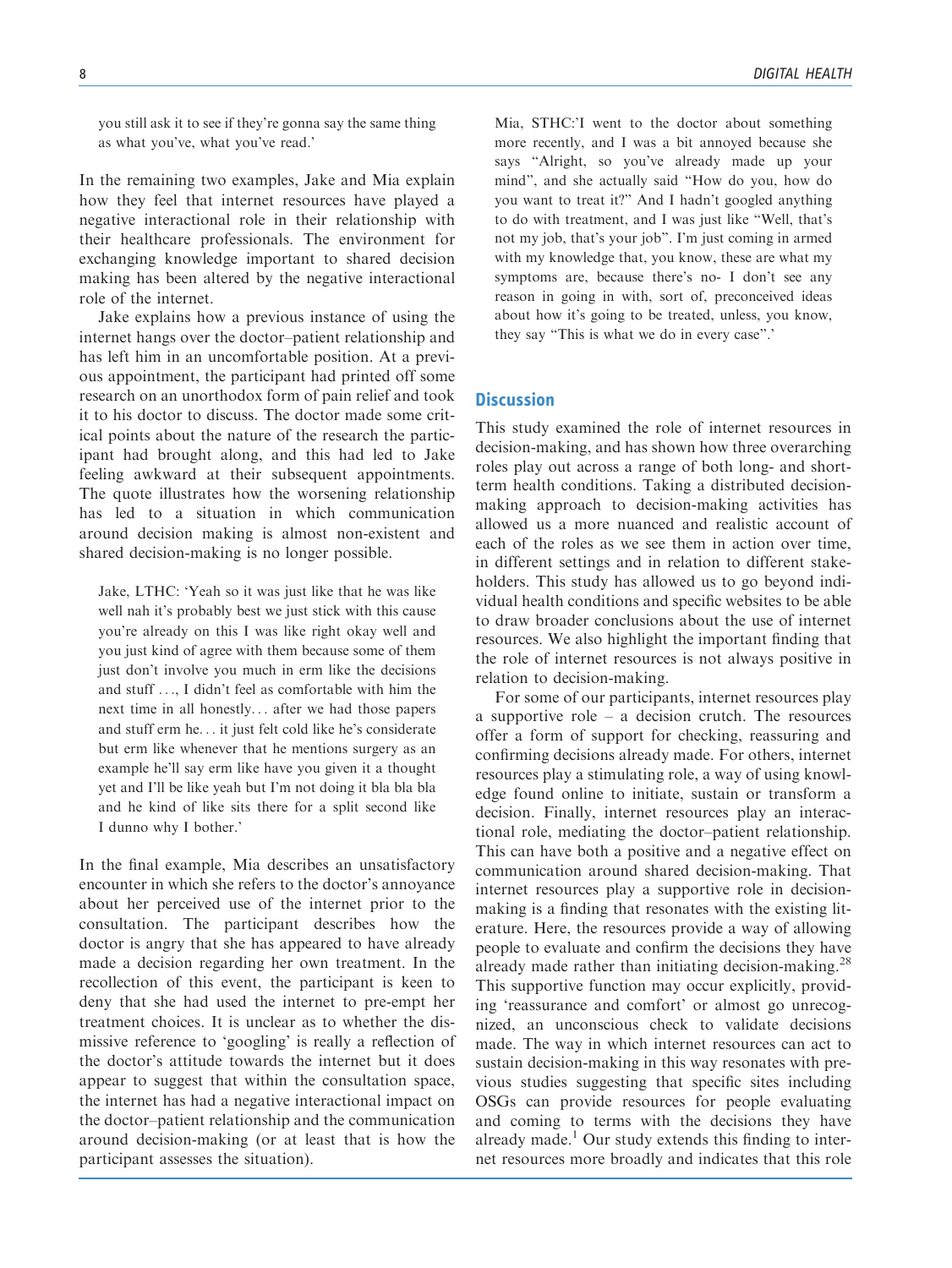you still ask it to see if they're gonna say the same thing as what you've, what you've read.'

In the remaining two examples, Jake and Mia explain how they feel that internet resources have played a negative interactional role in their relationship with their healthcare professionals. The environment for exchanging knowledge important to shared decision making has been altered by the negative interactional role of the internet.

Jake explains how a previous instance of using the internet hangs over the doctor–patient relationship and has left him in an uncomfortable position. At a previous appointment, the participant had printed off some research on an unorthodox form of pain relief and took it to his doctor to discuss. The doctor made some critical points about the nature of the research the participant had brought along, and this had led to Jake feeling awkward at their subsequent appointments. The quote illustrates how the worsening relationship has led to a situation in which communication around decision making is almost non-existent and shared decision-making is no longer possible.

> Jake, LTHC: 'Yeah so it was just like that he was like well nah it's probably best we just stick with this cause you're already on this I was like right okay well and you just kind of agree with them because some of them just don't involve you much in erm like the decisions and stuff . . ., I didn't feel as comfortable with him the next time in all honestly. . . after we had those papers and stuff erm he. . . it just felt cold like he's considerate but erm like whenever that he mentions surgery as an example he'll say erm like have you given it a thought yet and I'll be like yeah but I'm not doing it bla bla bla and he kind of like sits there for a split second like I dunno why I bother.'

In the final example, Mia describes an unsatisfactory encounter in which she refers to the doctor's annoyance about her perceived use of the internet prior to the consultation. The participant describes how the doctor is angry that she has appeared to have already made a decision regarding her own treatment. In the recollection of this event, the participant is keen to deny that she had used the internet to pre-empt her treatment choices. It is unclear as to whether the dismissive reference to 'googling' is really a reflection of the doctor's attitude towards the internet but it does appear to suggest that within the consultation space, the internet has had a negative interactional impact on the doctor–patient relationship and the communication around decision-making (or at least that is how the participant assesses the situation).

> Mia, STHC:'I went to the doctor about something more recently, and I was a bit annoyed because she says "Alright, so you've already made up your mind", and she actually said "How do you, how do you want to treat it?" And I hadn't googled anything to do with treatment, and I was just like "Well, that's not my job, that's your job". I'm just coming in armed with my knowledge that, you know, these are what my symptoms are, because there's no- I don't see any reason in going in with, sort of, preconceived ideas about how it's going to be treated, unless, you know, they say "This is what we do in every case".'

## Discussion

This study examined the role of internet resources in decision-making, and has shown how three overarching roles play out across a range of both long- and short-term health conditions. Taking a distributed decision-making approach to decision-making activities has allowed us a more nuanced and realistic account of each of the roles as we see them in action over time, in different settings and in relation to different stakeholders. This study has allowed us to go beyond individual health conditions and specific websites to be able to draw broader conclusions about the use of internet resources. We also highlight the important finding that the role of internet resources is not always positive in relation to decision-making.

For some of our participants, internet resources play a supportive role – a decision crutch. The resources offer a form of support for checking, reassuring and confirming decisions already made. For others, internet resources play a stimulating role, a way of using knowledge found online to initiate, sustain or transform a decision. Finally, internet resources play an interactional role, mediating the doctor–patient relationship. This can have both a positive and a negative effect on communication around shared decision-making. That internet resources play a supportive role in decision-making is a finding that resonates with the existing literature. Here, the resources provide a way of allowing people to evaluate and confirm the decisions they have already made rather than initiating decision-making.[28] This supportive function may occur explicitly, providing 'reassurance and comfort' or almost go unrecognized, an unconscious check to validate decisions made. The way in which internet resources can act to sustain decision-making in this way resonates with previous studies suggesting that specific sites including OSGs can provide resources for people evaluating and coming to terms with the decisions they have already made.[1] Our study extends this finding to internet resources more broadly and indicates that this role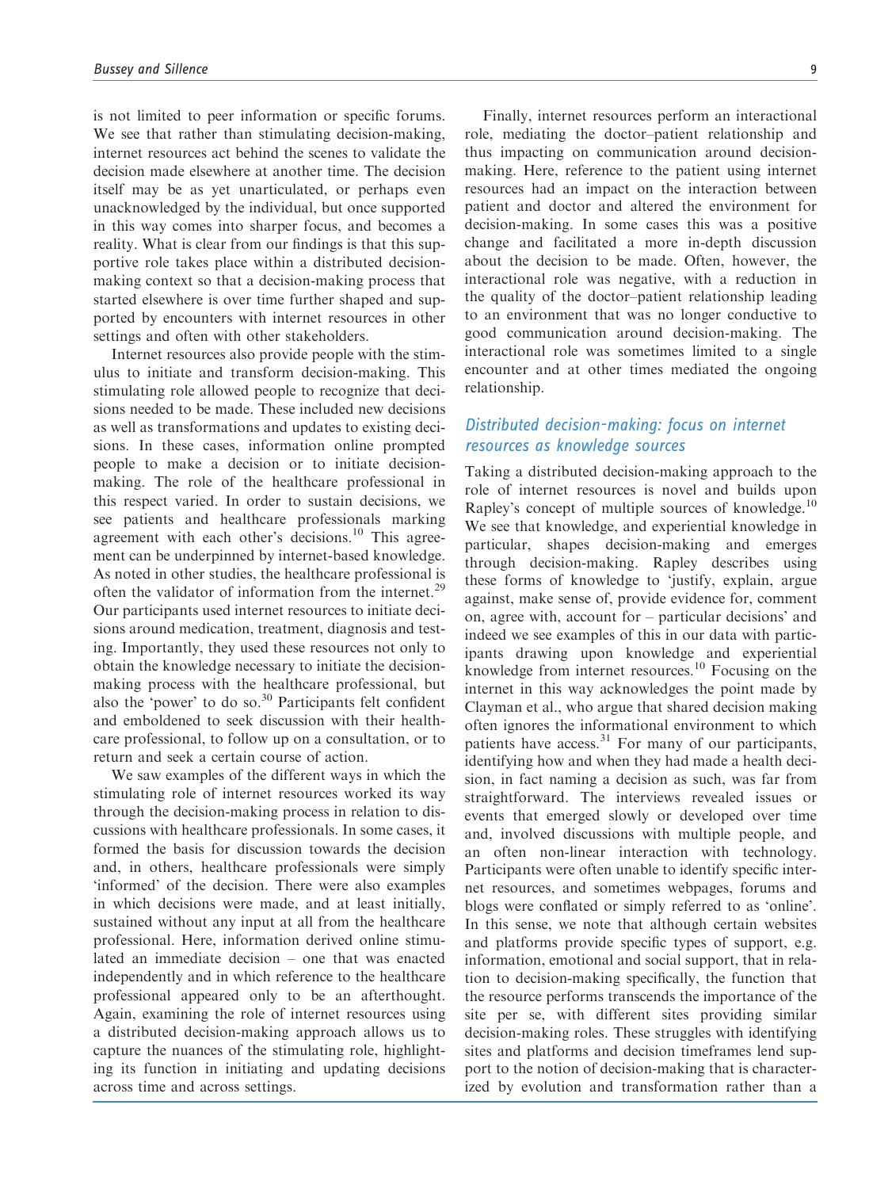is not limited to peer information or specific forums. We see that rather than stimulating decision-making, internet resources act behind the scenes to validate the decision made elsewhere at another time. The decision itself may be as yet unarticulated, or perhaps even unacknowledged by the individual, but once supported in this way comes into sharper focus, and becomes a reality. What is clear from our findings is that this supportive role takes place within a distributed decision-making context so that a decision-making process that started elsewhere is over time further shaped and supported by encounters with internet resources in other settings and often with other stakeholders.

Internet resources also provide people with the stimulus to initiate and transform decision-making. This stimulating role allowed people to recognize that decisions needed to be made. These included new decisions as well as transformations and updates to existing decisions. In these cases, information online prompted people to make a decision or to initiate decision-making. The role of the healthcare professional in this respect varied. In order to sustain decisions, we see patients and healthcare professionals marking agreement with each other's decisions.[10] This agreement can be underpinned by internet-based knowledge. As noted in other studies, the healthcare professional is often the validator of information from the internet.[29] Our participants used internet resources to initiate decisions around medication, treatment, diagnosis and testing. Importantly, they used these resources not only to obtain the knowledge necessary to initiate the decision-making process with the healthcare professional, but also the 'power' to do so.[30] Participants felt confident and emboldened to seek discussion with their healthcare professional, to follow up on a consultation, or to return and seek a certain course of action.

We saw examples of the different ways in which the stimulating role of internet resources worked its way through the decision-making process in relation to discussions with healthcare professionals. In some cases, it formed the basis for discussion towards the decision and, in others, healthcare professionals were simply 'informed' of the decision. There were also examples in which decisions were made, and at least initially, sustained without any input at all from the healthcare professional. Here, information derived online stimulated an immediate decision – one that was enacted independently and in which reference to the healthcare professional appeared only to be an afterthought. Again, examining the role of internet resources using a distributed decision-making approach allows us to capture the nuances of the stimulating role, highlighting its function in initiating and updating decisions across time and across settings.

Finally, internet resources perform an interactional role, mediating the doctor–patient relationship and thus impacting on communication around decision-making. Here, reference to the patient using internet resources had an impact on the interaction between patient and doctor and altered the environment for decision-making. In some cases this was a positive change and facilitated a more in-depth discussion about the decision to be made. Often, however, the interactional role was negative, with a reduction in the quality of the doctor–patient relationship leading to an environment that was no longer conducive to good communication around decision-making. The interactional role was sometimes limited to a single encounter and at other times mediated the ongoing relationship.

### *Distributed decision-making: focus on internet resources as knowledge sources*

Taking a distributed decision-making approach to the role of internet resources is novel and builds upon Rapley's concept of multiple sources of knowledge.[10] We see that knowledge, and experiential knowledge in particular, shapes decision-making and emerges through decision-making. Rapley describes using these forms of knowledge to 'justify, explain, argue against, make sense of, provide evidence for, comment on, agree with, account for – particular decisions' and indeed we see examples of this in our data with participants drawing upon knowledge and experiential knowledge from internet resources.[10] Focusing on the internet in this way acknowledges the point made by Clayman et al., who argue that shared decision making often ignores the informational environment to which patients have access.[31] For many of our participants, identifying how and when they had made a health decision, in fact naming a decision as such, was far from straightforward. The interviews revealed issues or events that emerged slowly or developed over time and, involved discussions with multiple people, and an often non-linear interaction with technology. Participants were often unable to identify specific internet resources, and sometimes webpages, forums and blogs were conflated or simply referred to as 'online'. In this sense, we note that although certain websites and platforms provide specific types of support, e.g. information, emotional and social support, that in relation to decision-making specifically, the function that the resource performs transcends the importance of the site per se, with different sites providing similar decision-making roles. These struggles with identifying sites and platforms and decision timeframes lend support to the notion of decision-making that is characterized by evolution and transformation rather than a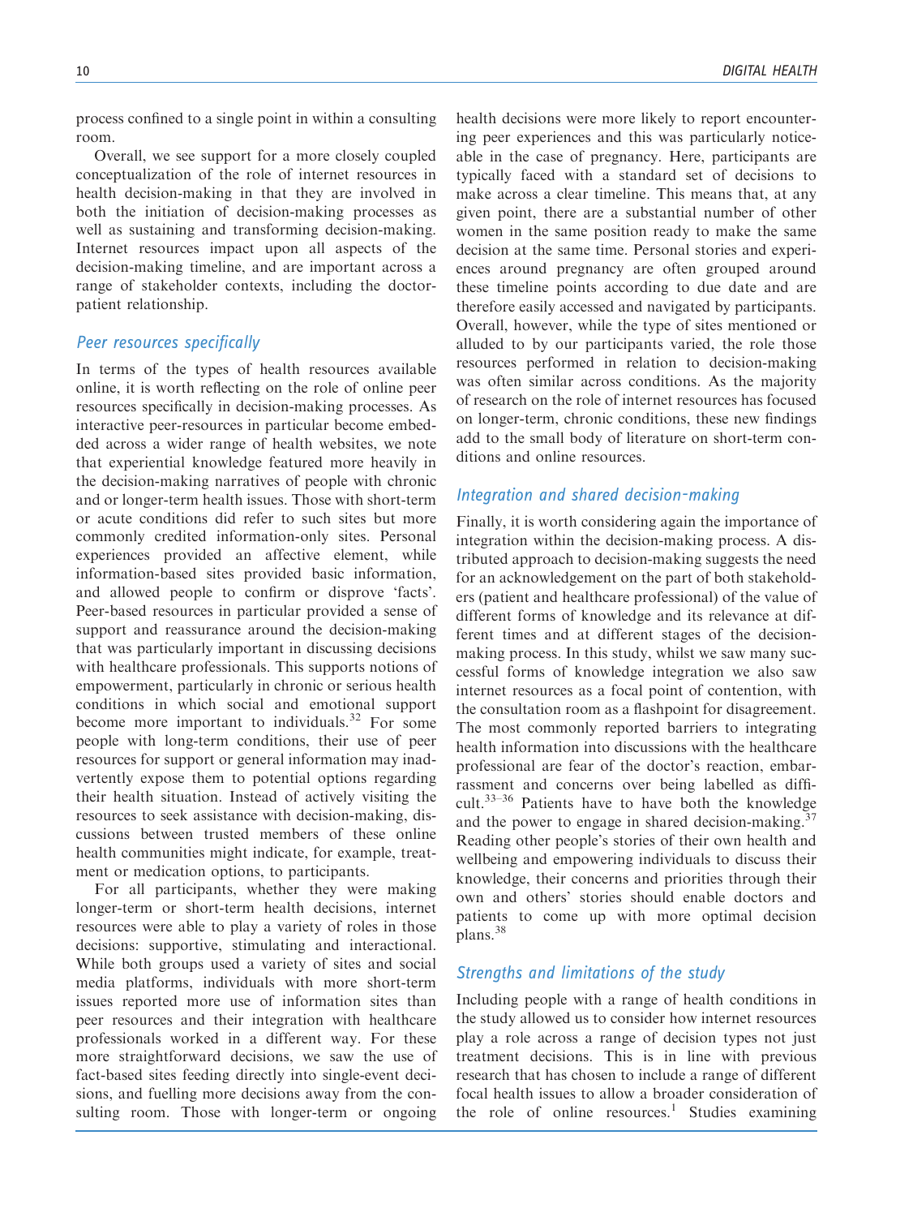process confined to a single point in within a consulting room.

Overall, we see support for a more closely coupled conceptualization of the role of internet resources in health decision-making in that they are involved in both the initiation of decision-making processes as well as sustaining and transforming decision-making. Internet resources impact upon all aspects of the decision-making timeline, and are important across a range of stakeholder contexts, including the doctor-patient relationship.

### Peer resources specifically

In terms of the types of health resources available online, it is worth reflecting on the role of online peer resources specifically in decision-making processes. As interactive peer-resources in particular become embedded across a wider range of health websites, we note that experiential knowledge featured more heavily in the decision-making narratives of people with chronic and or longer-term health issues. Those with short-term or acute conditions did refer to such sites but more commonly credited information-only sites. Personal experiences provided an affective element, while information-based sites provided basic information, and allowed people to confirm or disprove 'facts'. Peer-based resources in particular provided a sense of support and reassurance around the decision-making that was particularly important in discussing decisions with healthcare professionals. This supports notions of empowerment, particularly in chronic or serious health conditions in which social and emotional support become more important to individuals.[32] For some people with long-term conditions, their use of peer resources for support or general information may inadvertently expose them to potential options regarding their health situation. Instead of actively visiting the resources to seek assistance with decision-making, discussions between trusted members of these online health communities might indicate, for example, treatment or medication options, to participants.

For all participants, whether they were making longer-term or short-term health decisions, internet resources were able to play a variety of roles in those decisions: supportive, stimulating and interactional. While both groups used a variety of sites and social media platforms, individuals with more short-term issues reported more use of information sites than peer resources and their integration with healthcare professionals worked in a different way. For these more straightforward decisions, we saw the use of fact-based sites feeding directly into single-event decisions, and fuelling more decisions away from the consulting room. Those with longer-term or ongoing health decisions were more likely to report encountering peer experiences and this was particularly noticeable in the case of pregnancy. Here, participants are typically faced with a standard set of decisions to make across a clear timeline. This means that, at any given point, there are a substantial number of other women in the same position ready to make the same decision at the same time. Personal stories and experiences around pregnancy are often grouped around these timeline points according to due date and are therefore easily accessed and navigated by participants. Overall, however, while the type of sites mentioned or alluded to by our participants varied, the role those resources performed in relation to decision-making was often similar across conditions. As the majority of research on the role of internet resources has focused on longer-term, chronic conditions, these new findings add to the small body of literature on short-term conditions and online resources.

### Integration and shared decision-making

Finally, it is worth considering again the importance of integration within the decision-making process. A distributed approach to decision-making suggests the need for an acknowledgement on the part of both stakeholders (patient and healthcare professional) of the value of different forms of knowledge and its relevance at different times and at different stages of the decision-making process. In this study, whilst we saw many successful forms of knowledge integration we also saw internet resources as a focal point of contention, with the consultation room as a flashpoint for disagreement. The most commonly reported barriers to integrating health information into discussions with the healthcare professional are fear of the doctor's reaction, embarrassment and concerns over being labelled as difficult.[33–36] Patients have to have both the knowledge and the power to engage in shared decision-making.[37] Reading other people's stories of their own health and wellbeing and empowering individuals to discuss their knowledge, their concerns and priorities through their own and others' stories should enable doctors and patients to come up with more optimal decision plans.[38]

### Strengths and limitations of the study

Including people with a range of health conditions in the study allowed us to consider how internet resources play a role across a range of decision types not just treatment decisions. This is in line with previous research that has chosen to include a range of different focal health issues to allow a broader consideration of the role of online resources.[1] Studies examining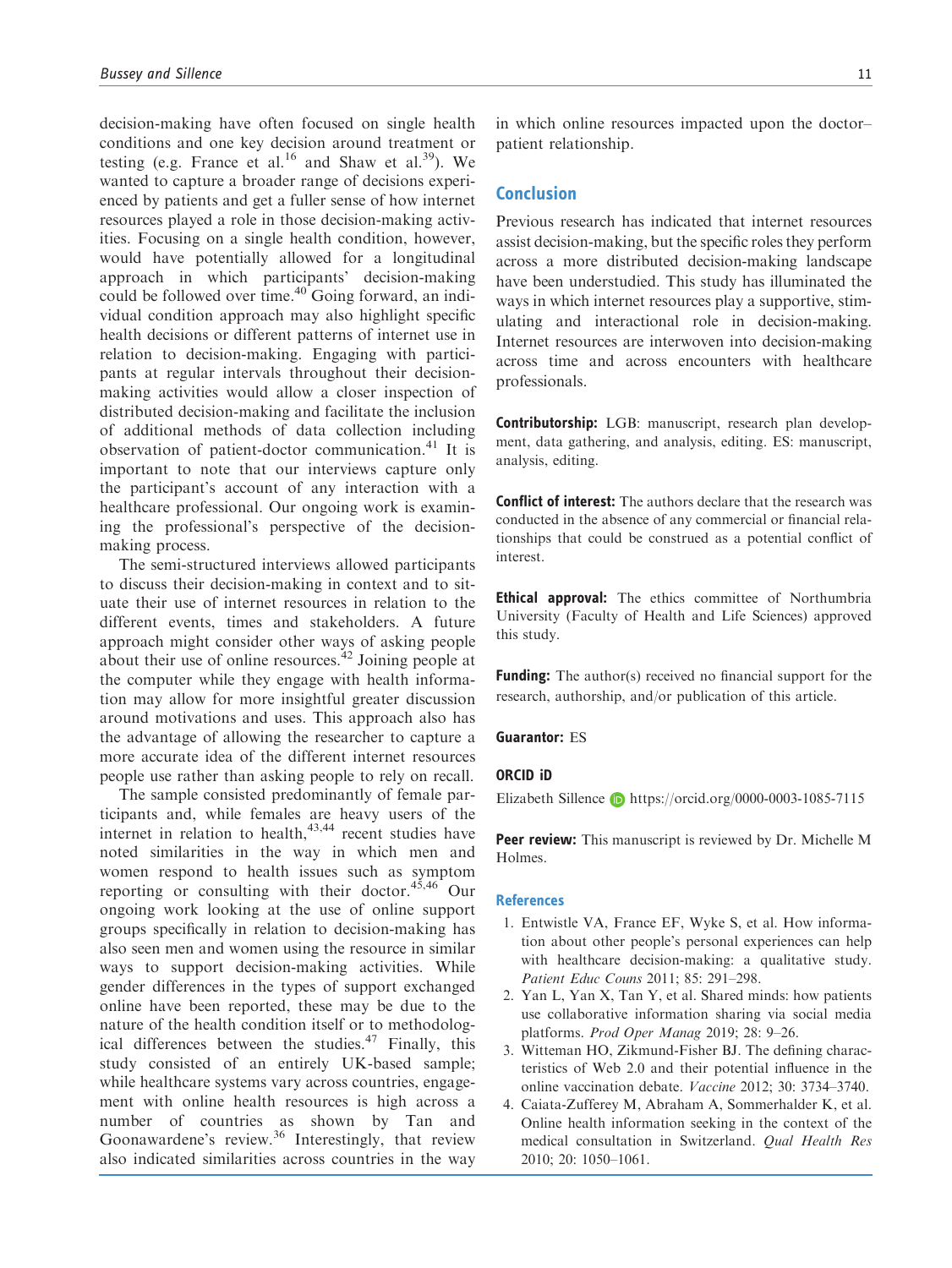decision-making have often focused on single health conditions and one key decision around treatment or testing (e.g. France et al.[16] and Shaw et al.[39]). We wanted to capture a broader range of decisions experienced by patients and get a fuller sense of how internet resources played a role in those decision-making activities. Focusing on a single health condition, however, would have potentially allowed for a longitudinal approach in which participants' decision-making could be followed over time.[40] Going forward, an individual condition approach may also highlight specific health decisions or different patterns of internet use in relation to decision-making. Engaging with participants at regular intervals throughout their decision-making activities would allow a closer inspection of distributed decision-making and facilitate the inclusion of additional methods of data collection including observation of patient-doctor communication.[41] It is important to note that our interviews capture only the participant's account of any interaction with a healthcare professional. Our ongoing work is examining the professional's perspective of the decision-making process.

The semi-structured interviews allowed participants to discuss their decision-making in context and to situate their use of internet resources in relation to the different events, times and stakeholders. A future approach might consider other ways of asking people about their use of online resources.[42] Joining people at the computer while they engage with health information may allow for more insightful greater discussion around motivations and uses. This approach also has the advantage of allowing the researcher to capture a more accurate idea of the different internet resources people use rather than asking people to rely on recall.

The sample consisted predominantly of female participants and, while females are heavy users of the internet in relation to health,[43,44] recent studies have noted similarities in the way in which men and women respond to health issues such as symptom reporting or consulting with their doctor.[45,46] Our ongoing work looking at the use of online support groups specifically in relation to decision-making has also seen men and women using the resource in similar ways to support decision-making activities. While gender differences in the types of support exchanged online have been reported, these may be due to the nature of the health condition itself or to methodological differences between the studies.[47] Finally, this study consisted of an entirely UK-based sample; while healthcare systems vary across countries, engagement with online health resources is high across a number of countries as shown by Tan and Goonawardene's review.[36] Interestingly, that review also indicated similarities across countries in the way in which online resources impacted upon the doctor–patient relationship.

## Conclusion

Previous research has indicated that internet resources assist decision-making, but the specific roles they perform across a more distributed decision-making landscape have been understudied. This study has illuminated the ways in which internet resources play a supportive, stimulating and interactional role in decision-making. Internet resources are interwoven into decision-making across time and across encounters with healthcare professionals.

**Contributorship:** LGB: manuscript, research plan development, data gathering, and analysis, editing. ES: manuscript, analysis, editing.

**Conflict of interest:** The authors declare that the research was conducted in the absence of any commercial or financial relationships that could be construed as a potential conflict of interest.

**Ethical approval:** The ethics committee of Northumbria University (Faculty of Health and Life Sciences) approved this study.

**Funding:** The author(s) received no financial support for the research, authorship, and/or publication of this article.

**Guarantor:** ES

**ORCID iD**

Elizabeth Sillence https://orcid.org/0000-0003-1085-7115

**Peer review:** This manuscript is reviewed by Dr. Michelle M Holmes.

## References

1. Entwistle VA, France EF, Wyke S, et al. How information about other people's personal experiences can help with healthcare decision-making: a qualitative study. *Patient Educ Couns* 2011; 85: 291–298.
2. Yan L, Yan X, Tan Y, et al. Shared minds: how patients use collaborative information sharing via social media platforms. *Prod Oper Manag* 2019; 28: 9–26.
3. Witteman HO, Zikmund-Fisher BJ. The defining characteristics of Web 2.0 and their potential influence in the online vaccination debate. *Vaccine* 2012; 30: 3734–3740.
4. Caiata-Zufferey M, Abraham A, Sommerhalder K, et al. Online health information seeking in the context of the medical consultation in Switzerland. *Qual Health Res* 2010; 20: 1050–1061.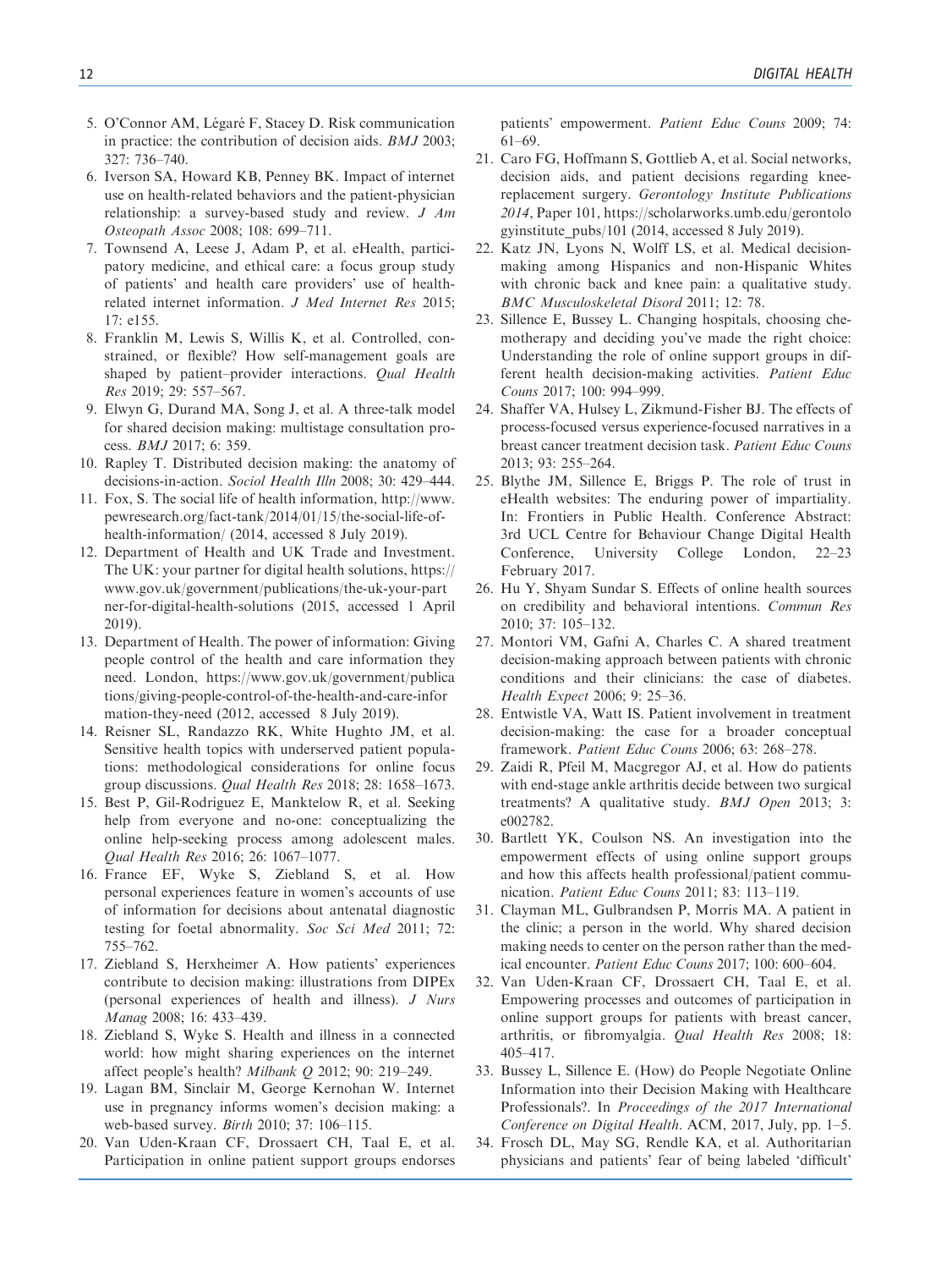5. O'Connor AM, Légaré F, Stacey D. Risk communication in practice: the contribution of decision aids. *BMJ* 2003; 327: 736–740.
6. Iverson SA, Howard KB, Penney BK. Impact of internet use on health-related behaviors and the patient-physician relationship: a survey-based study and review. *J Am Osteopath Assoc* 2008; 108: 699–711.
7. Townsend A, Leese J, Adam P, et al. eHealth, participatory medicine, and ethical care: a focus group study of patients' and health care providers' use of health-related internet information. *J Med Internet Res* 2015; 17: e155.
8. Franklin M, Lewis S, Willis K, et al. Controlled, constrained, or flexible? How self-management goals are shaped by patient–provider interactions. *Qual Health Res* 2019; 29: 557–567.
9. Elwyn G, Durand MA, Song J, et al. A three-talk model for shared decision making: multistage consultation process. *BMJ* 2017; 6: 359.
10. Rapley T. Distributed decision making: the anatomy of decisions-in-action. *Sociol Health Illn* 2008; 30: 429–444.
11. Fox, S. The social life of health information, http://www.pewresearch.org/fact-tank/2014/01/15/the-social-life-of-health-information/ (2014, accessed 8 July 2019).
12. Department of Health and UK Trade and Investment. The UK: your partner for digital health solutions, https://www.gov.uk/government/publications/the-uk-your-partner-for-digital-health-solutions (2015, accessed 1 April 2019).
13. Department of Health. The power of information: Giving people control of the health and care information they need. London, https://www.gov.uk/government/publications/giving-people-control-of-the-health-and-care-information-they-need (2012, accessed 8 July 2019).
14. Reisner SL, Randazzo RK, White Hughto JM, et al. Sensitive health topics with underserved patient populations: methodological considerations for online focus group discussions. *Qual Health Res* 2018; 28: 1658–1673.
15. Best P, Gil-Rodriguez E, Manktelow R, et al. Seeking help from everyone and no-one: conceptualizing the online help-seeking process among adolescent males. *Qual Health Res* 2016; 26: 1067–1077.
16. France EF, Wyke S, Ziebland S, et al. How personal experiences feature in women's accounts of use of information for decisions about antenatal diagnostic testing for foetal abnormality. *Soc Sci Med* 2011; 72: 755–762.
17. Ziebland S, Herxheimer A. How patients' experiences contribute to decision making: illustrations from DIPEx (personal experiences of health and illness). *J Nurs Manag* 2008; 16: 433–439.
18. Ziebland S, Wyke S. Health and illness in a connected world: how might sharing experiences on the internet affect people's health? *Milbank Q* 2012; 90: 219–249.
19. Lagan BM, Sinclair M, George Kernohan W. Internet use in pregnancy informs women's decision making: a web-based survey. *Birth* 2010; 37: 106–115.
20. Van Uden-Kraan CF, Drossaert CH, Taal E, et al. Participation in online patient support groups endorses patients' empowerment. *Patient Educ Couns* 2009; 74: 61–69.
21. Caro FG, Hoffmann S, Gottlieb A, et al. Social networks, decision aids, and patient decisions regarding knee-replacement surgery. *Gerontology Institute Publications 2014*, Paper 101, https://scholarworks.umb.edu/gerontologyinstitute_pubs/101 (2014, accessed 8 July 2019).
22. Katz JN, Lyons N, Wolff LS, et al. Medical decision-making among Hispanics and non-Hispanic Whites with chronic back and knee pain: a qualitative study. *BMC Musculoskeletal Disord* 2011; 12: 78.
23. Sillence E, Bussey L. Changing hospitals, choosing chemotherapy and deciding you've made the right choice: Understanding the role of online support groups in different health decision-making activities. *Patient Educ Couns* 2017; 100: 994–999.
24. Shaffer VA, Hulsey L, Zikmund-Fisher BJ. The effects of process-focused versus experience-focused narratives in a breast cancer treatment decision task. *Patient Educ Couns* 2013; 93: 255–264.
25. Blythe JM, Sillence E, Briggs P. The role of trust in eHealth websites: The enduring power of impartiality. In: Frontiers in Public Health. Conference Abstract: 3rd UCL Centre for Behaviour Change Digital Health Conference, University College London, 22–23 February 2017.
26. Hu Y, Shyam Sundar S. Effects of online health sources on credibility and behavioral intentions. *Commun Res* 2010; 37: 105–132.
27. Montori VM, Gafni A, Charles C. A shared treatment decision-making approach between patients with chronic conditions and their clinicians: the case of diabetes. *Health Expect* 2006; 9: 25–36.
28. Entwistle VA, Watt IS. Patient involvement in treatment decision-making: the case for a broader conceptual framework. *Patient Educ Couns* 2006; 63: 268–278.
29. Zaidi R, Pfeil M, Macgregor AJ, et al. How do patients with end-stage ankle arthritis decide between two surgical treatments? A qualitative study. *BMJ Open* 2013; 3: e002782.
30. Bartlett YK, Coulson NS. An investigation into the empowerment effects of using online support groups and how this affects health professional/patient communication. *Patient Educ Couns* 2011; 83: 113–119.
31. Clayman ML, Gulbrandsen P, Morris MA. A patient in the clinic; a person in the world. Why shared decision making needs to center on the person rather than the medical encounter. *Patient Educ Couns* 2017; 100: 600–604.
32. Van Uden-Kraan CF, Drossaert CH, Taal E, et al. Empowering processes and outcomes of participation in online support groups for patients with breast cancer, arthritis, or fibromyalgia. *Qual Health Res* 2008; 18: 405–417.
33. Bussey L, Sillence E. (How) do People Negotiate Online Information into their Decision Making with Healthcare Professionals?. In *Proceedings of the 2017 International Conference on Digital Health*. ACM, 2017, July, pp. 1–5.
34. Frosch DL, May SG, Rendle KA, et al. Authoritarian physicians and patients' fear of being labeled 'difficult'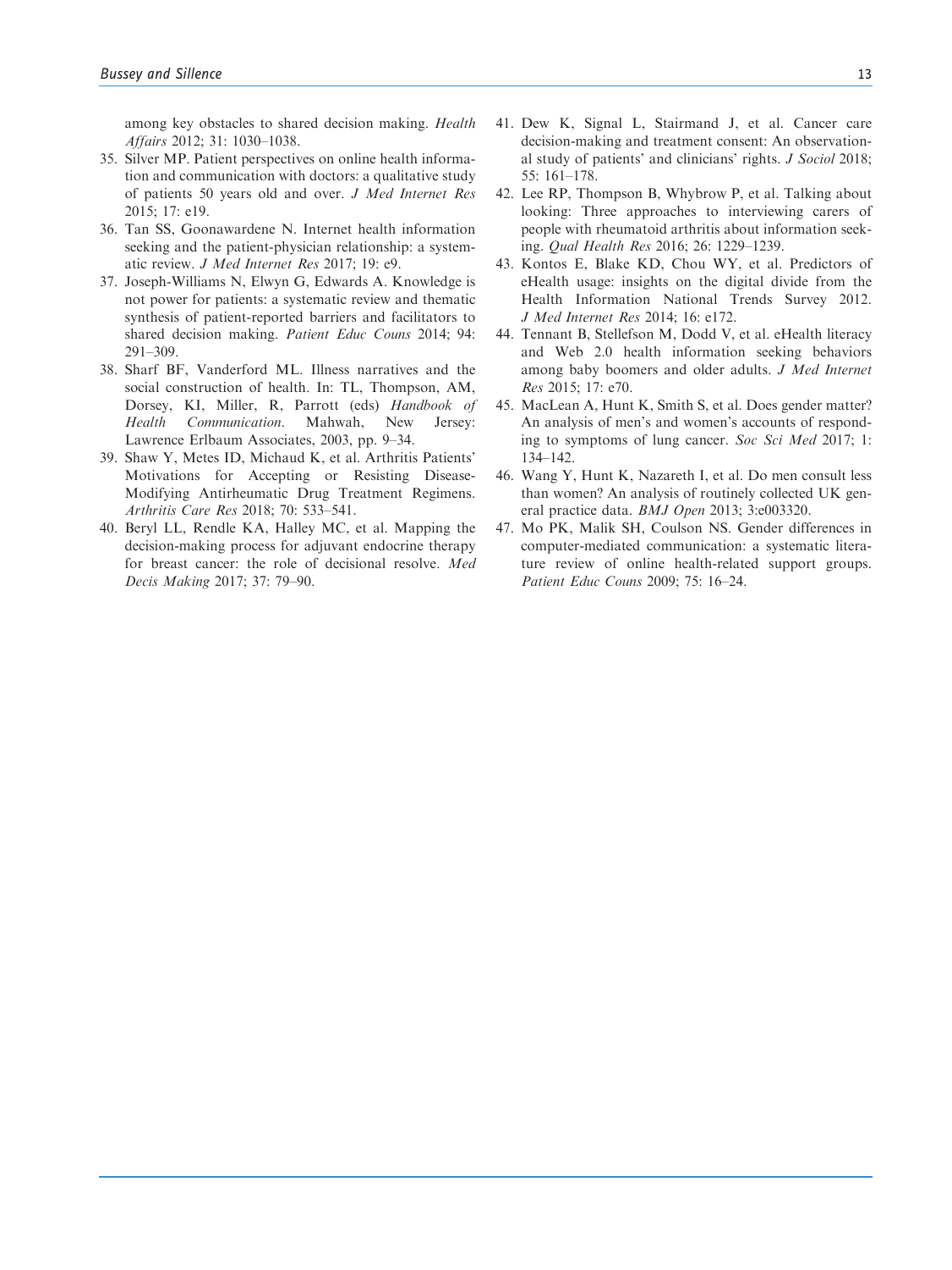among key obstacles to shared decision making. *Health Affairs* 2012; 31: 1030–1038.

35. Silver MP. Patient perspectives on online health information and communication with doctors: a qualitative study of patients 50 years old and over. *J Med Internet Res* 2015; 17: e19.
36. Tan SS, Goonawardene N. Internet health information seeking and the patient-physician relationship: a systematic review. *J Med Internet Res* 2017; 19: e9.
37. Joseph-Williams N, Elwyn G, Edwards A. Knowledge is not power for patients: a systematic review and thematic synthesis of patient-reported barriers and facilitators to shared decision making. *Patient Educ Couns* 2014; 94: 291–309.
38. Sharf BF, Vanderford ML. Illness narratives and the social construction of health. In: TL, Thompson, AM, Dorsey, KI, Miller, R, Parrott (eds) *Handbook of Health Communication*. Mahwah, New Jersey: Lawrence Erlbaum Associates, 2003, pp. 9–34.
39. Shaw Y, Metes ID, Michaud K, et al. Arthritis Patients' Motivations for Accepting or Resisting Disease-Modifying Antirheumatic Drug Treatment Regimens. *Arthritis Care Res* 2018; 70: 533–541.
40. Beryl LL, Rendle KA, Halley MC, et al. Mapping the decision-making process for adjuvant endocrine therapy for breast cancer: the role of decisional resolve. *Med Decis Making* 2017; 37: 79–90.
41. Dew K, Signal L, Stairmand J, et al. Cancer care decision-making and treatment consent: An observational study of patients' and clinicians' rights. *J Sociol* 2018; 55: 161–178.
42. Lee RP, Thompson B, Whybrow P, et al. Talking about looking: Three approaches to interviewing carers of people with rheumatoid arthritis about information seeking. *Qual Health Res* 2016; 26: 1229–1239.
43. Kontos E, Blake KD, Chou WY, et al. Predictors of eHealth usage: insights on the digital divide from the Health Information National Trends Survey 2012. *J Med Internet Res* 2014; 16: e172.
44. Tennant B, Stellefson M, Dodd V, et al. eHealth literacy and Web 2.0 health information seeking behaviors among baby boomers and older adults. *J Med Internet Res* 2015; 17: e70.
45. MacLean A, Hunt K, Smith S, et al. Does gender matter? An analysis of men's and women's accounts of responding to symptoms of lung cancer. *Soc Sci Med* 2017; 1: 134–142.
46. Wang Y, Hunt K, Nazareth I, et al. Do men consult less than women? An analysis of routinely collected UK general practice data. *BMJ Open* 2013; 3:e003320.
47. Mo PK, Malik SH, Coulson NS. Gender differences in computer-mediated communication: a systematic literature review of online health-related support groups. *Patient Educ Couns* 2009; 75: 16–24.